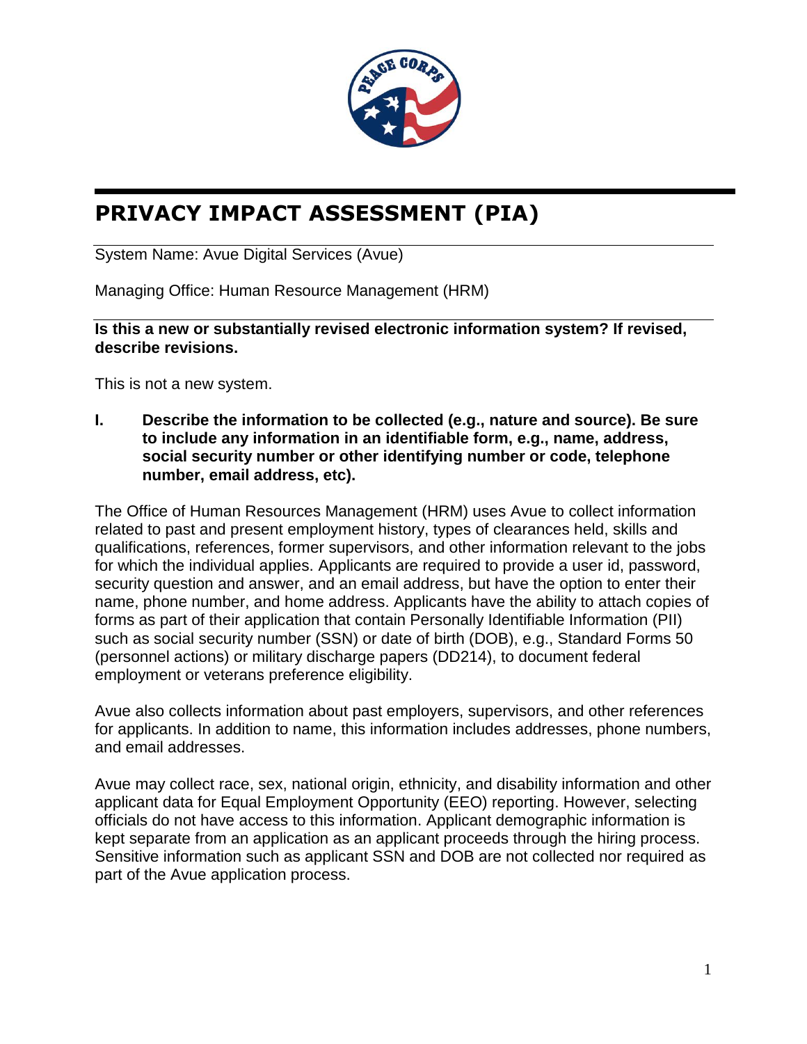# PRIVACY IMPACT ASSESSMENT (PIA)

System Name: Avue Digital Services (Avue)

Managing Office: Human Resource Management (HRM)

**Is this a new or substantially revised electronic information system? If revised, describe revisions.**

This is not a new system.

**I. Describe the information to be collected (e.g., nature and source). Be sure to include any information in an identifiable form, e.g., name, address, social security number or other identifying number or code, telephone number, email address, etc).**

The Office of Human Resources Management (HRM) uses Avue to collect information related to past and present employment history, types of clearances held, skills and qualifications, references, former supervisors, and other information relevant to the jobs for which the individual applies. Applicants are required to provide a user id, password, security question and answer, and an email address, but have the option to enter their name, phone number, and home address. Applicants have the ability to attach copies of forms as part of their application that contain Personally Identifiable Information (PII) such as social security number (SSN) or date of birth (DOB), e.g., Standard Forms 50 (personnel actions) or military discharge papers (DD214), to document federal employment or veterans preference eligibility.

Avue also collects information about past employers, supervisors, and other references for applicants. In addition to name, this information includes addresses, phone numbers, and email addresses.

Avue may collect race, sex, national origin, ethnicity, and disability information and other applicant data for Equal Employment Opportunity (EEO) reporting. However, selecting officials do not have access to this information. Applicant demographic information is kept separate from an application as an applicant proceeds through the hiring process. Sensitive information such as applicant SSN and DOB are not collected nor required as part of the Avue application process.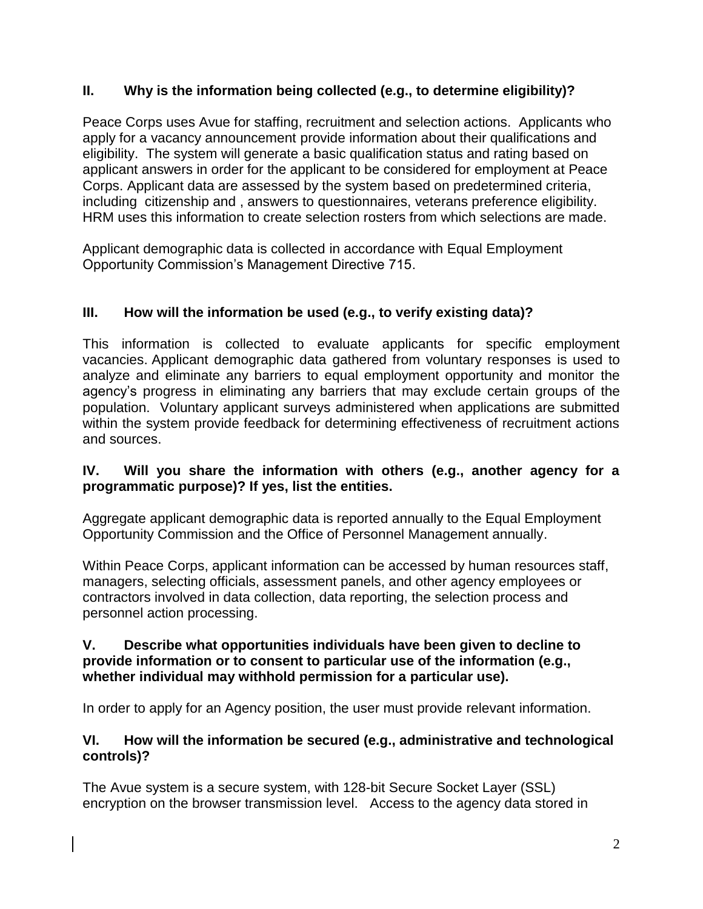## II. Why is the information being collected (e.g., to determine eligibility)?

Peace Corps uses Avue for staffing, recruitment and selection actions. Applicants who apply for a vacancy announcement provide information about their qualifications and eligibility. The system will generate a basic qualification status and rating based on applicant answers in order for the applicant to be considered for employment at Peace Corps. Applicant data are assessed by the system based on predetermined criteria, including citizenship and , answers to questionnaires, veterans preference eligibility. HRM uses this information to create selection rosters from which selections are made.

Applicant demographic data is collected in accordance with Equal Employment Opportunity Commission's Management Directive 715.

## III. How will the information be used (e.g., to verify existing data)?

This information is collected to evaluate applicants for specific employment vacancies. Applicant demographic data gathered from voluntary responses is used to analyze and eliminate any barriers to equal employment opportunity and monitor the agency's progress in eliminating any barriers that may exclude certain groups of the population. Voluntary applicant surveys administered when applications are submitted within the system provide feedback for determining effectiveness of recruitment actions and sources.

## IV. Will you share the information with others (e.g., another agency for a programmatic purpose)? If yes, list the entities.

Aggregate applicant demographic data is reported annually to the Equal Employment Opportunity Commission and the Office of Personnel Management annually.

Within Peace Corps, applicant information can be accessed by human resources staff, managers, selecting officials, assessment panels, and other agency employees or contractors involved in data collection, data reporting, the selection process and personnel action processing.

## V. Describe what opportunities individuals have been given to decline to provide information or to consent to particular use of the information (e.g., whether individual may withhold permission for a particular use).

In order to apply for an Agency position, the user must provide relevant information.

## VI. How will the information be secured (e.g., administrative and technological controls)?

The Avue system is a secure system, with 128-bit Secure Socket Layer (SSL) encryption on the browser transmission level. Access to the agency data stored in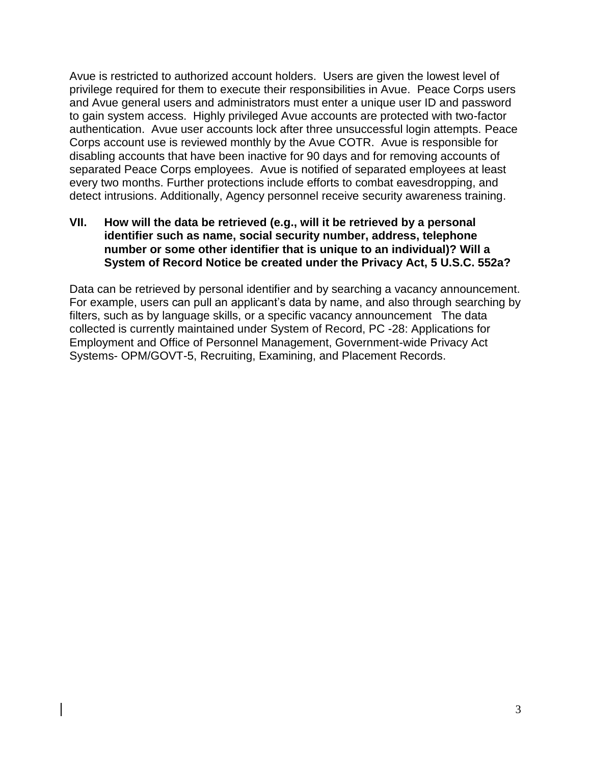Avue is restricted to authorized account holders. Users are given the lowest level of privilege required for them to execute their responsibilities in Avue. Peace Corps users and Avue general users and administrators must enter a unique user ID and password to gain system access. Highly privileged Avue accounts are protected with two-factor authentication. Avue user accounts lock after three unsuccessful login attempts. Peace Corps account use is reviewed monthly by the Avue COTR. Avue is responsible for disabling accounts that have been inactive for 90 days and for removing accounts of separated Peace Corps employees. Avue is notified of separated employees at least every two months. Further protections include efforts to combat eavesdropping, and detect intrusions. Additionally, Agency personnel receive security awareness training.

**VII. How will the data be retrieved (e.g., will it be retrieved by a personal identifier such as name, social security number, address, telephone number or some other identifier that is unique to an individual)? Will a System of Record Notice be created under the Privacy Act, 5 U.S.C. 552a?**

Data can be retrieved by personal identifier and by searching a vacancy announcement. For example, users can pull an applicant's data by name, and also through searching by filters, such as by language skills, or a specific vacancy announcement The data collected is currently maintained under System of Record, PC -28: Applications for Employment and Office of Personnel Management, Government-wide Privacy Act Systems- OPM/GOVT-5, Recruiting, Examining, and Placement Records.